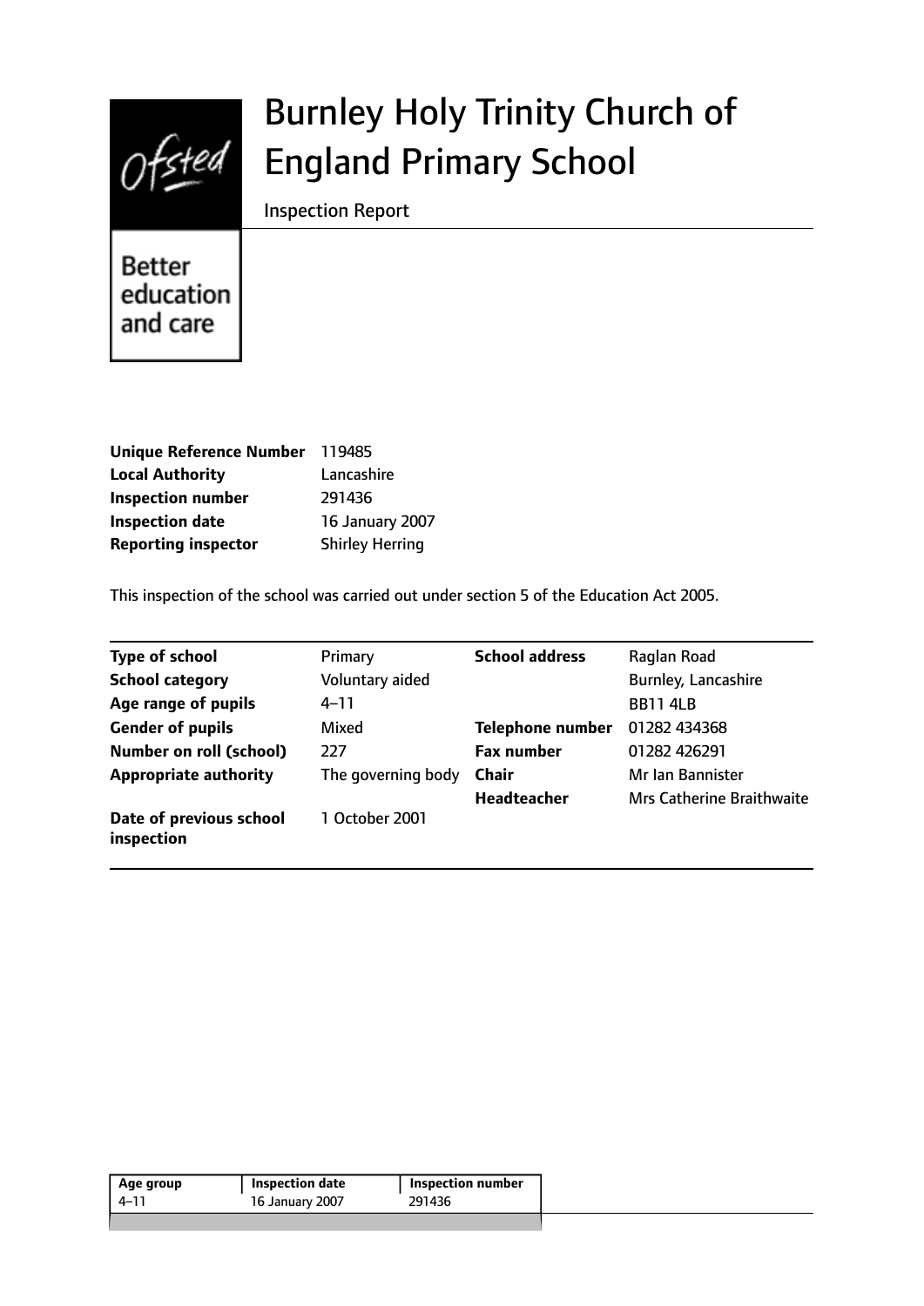# Burnley Holy Trinity Church of England Primary School

Inspection Report

Better education and care

| | |
|---|---|
| **Unique Reference Number** | 119485 |
| **Local Authority** | Lancashire |
| **Inspection number** | 291436 |
| **Inspection date** | 16 January 2007 |
| **Reporting inspector** | Shirley Herring |

This inspection of the school was carried out under section 5 of the Education Act 2005.

| | | | |
|---|---|---|---|
| **Type of school** | Primary | **School address** | Raglan Road |
| **School category** | Voluntary aided | | Burnley, Lancashire |
| **Age range of pupils** | 4–11 | | BB11 4LB |
| **Gender of pupils** | Mixed | **Telephone number** | 01282 434368 |
| **Number on roll (school)** | 227 | **Fax number** | 01282 426291 |
| **Appropriate authority** | The governing body | **Chair** | Mr Ian Bannister |
| | | **Headteacher** | Mrs Catherine Braithwaite |
| **Date of previous school inspection** | 1 October 2001 | | |

| Age group | Inspection date | Inspection number |
|---|---|---|
| 4–11 | 16 January 2007 | 291436 |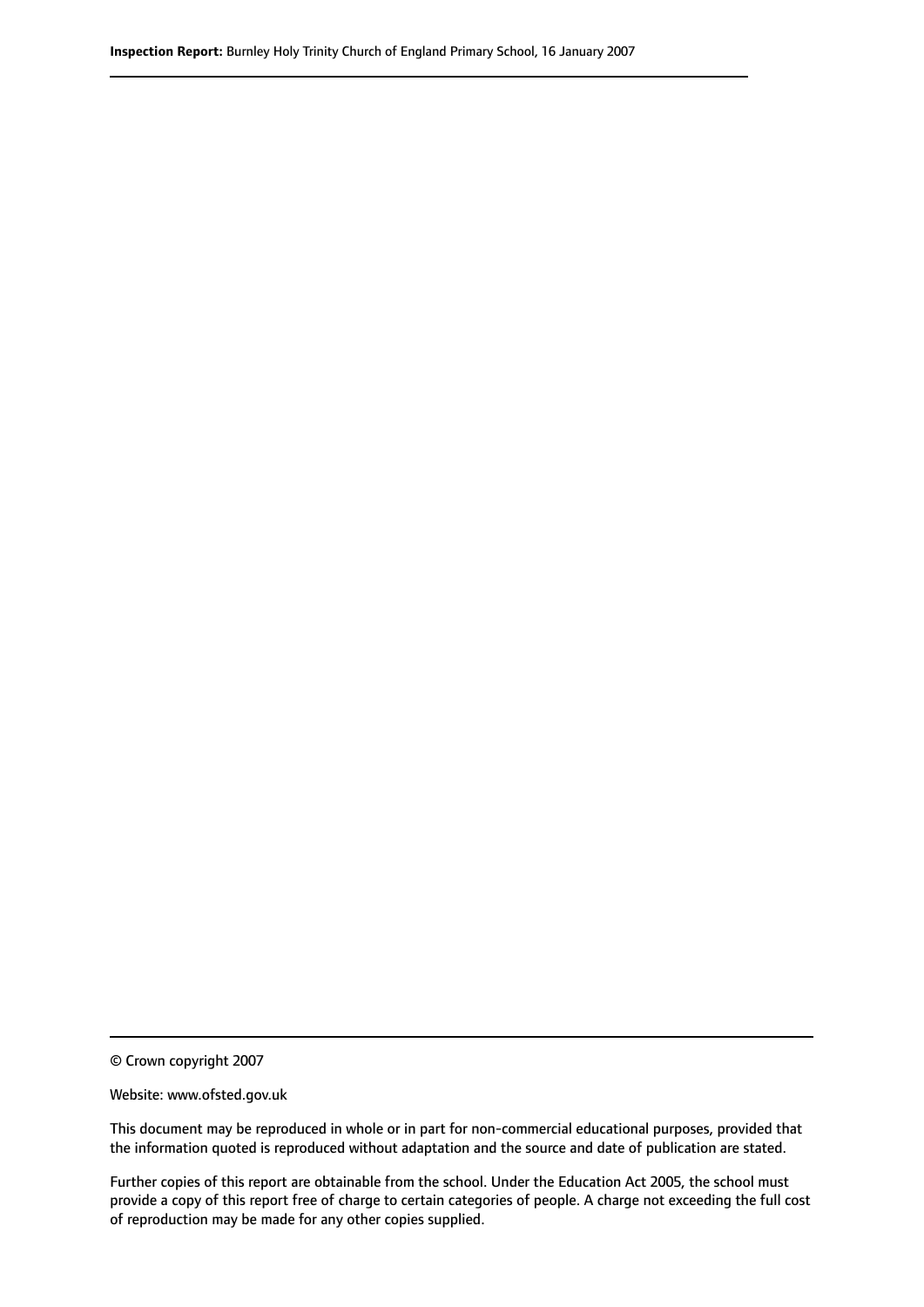© Crown copyright 2007

Website: www.ofsted.gov.uk

This document may be reproduced in whole or in part for non-commercial educational purposes, provided that the information quoted is reproduced without adaptation and the source and date of publication are stated.

Further copies of this report are obtainable from the school. Under the Education Act 2005, the school must provide a copy of this report free of charge to certain categories of people. A charge not exceeding the full cost of reproduction may be made for any other copies supplied.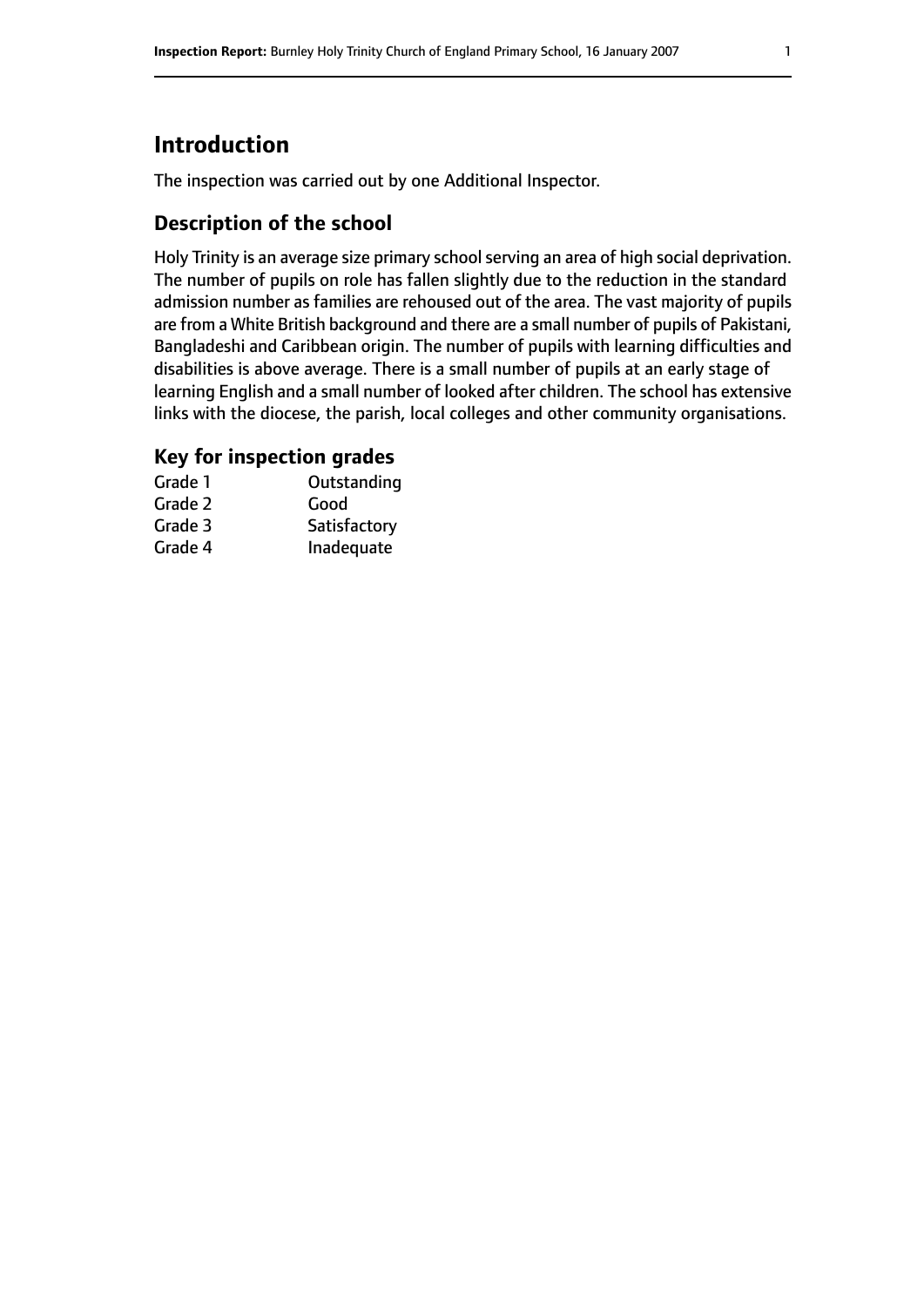## Introduction

The inspection was carried out by one Additional Inspector.

### Description of the school

Holy Trinity is an average size primary school serving an area of high social deprivation. The number of pupils on role has fallen slightly due to the reduction in the standard admission number as families are rehoused out of the area. The vast majority of pupils are from a White British background and there are a small number of pupils of Pakistani, Bangladeshi and Caribbean origin. The number of pupils with learning difficulties and disabilities is above average. There is a small number of pupils at an early stage of learning English and a small number of looked after children. The school has extensive links with the diocese, the parish, local colleges and other community organisations.

### Key for inspection grades

| | |
|---|---|
| Grade 1 | Outstanding |
| Grade 2 | Good |
| Grade 3 | Satisfactory |
| Grade 4 | Inadequate |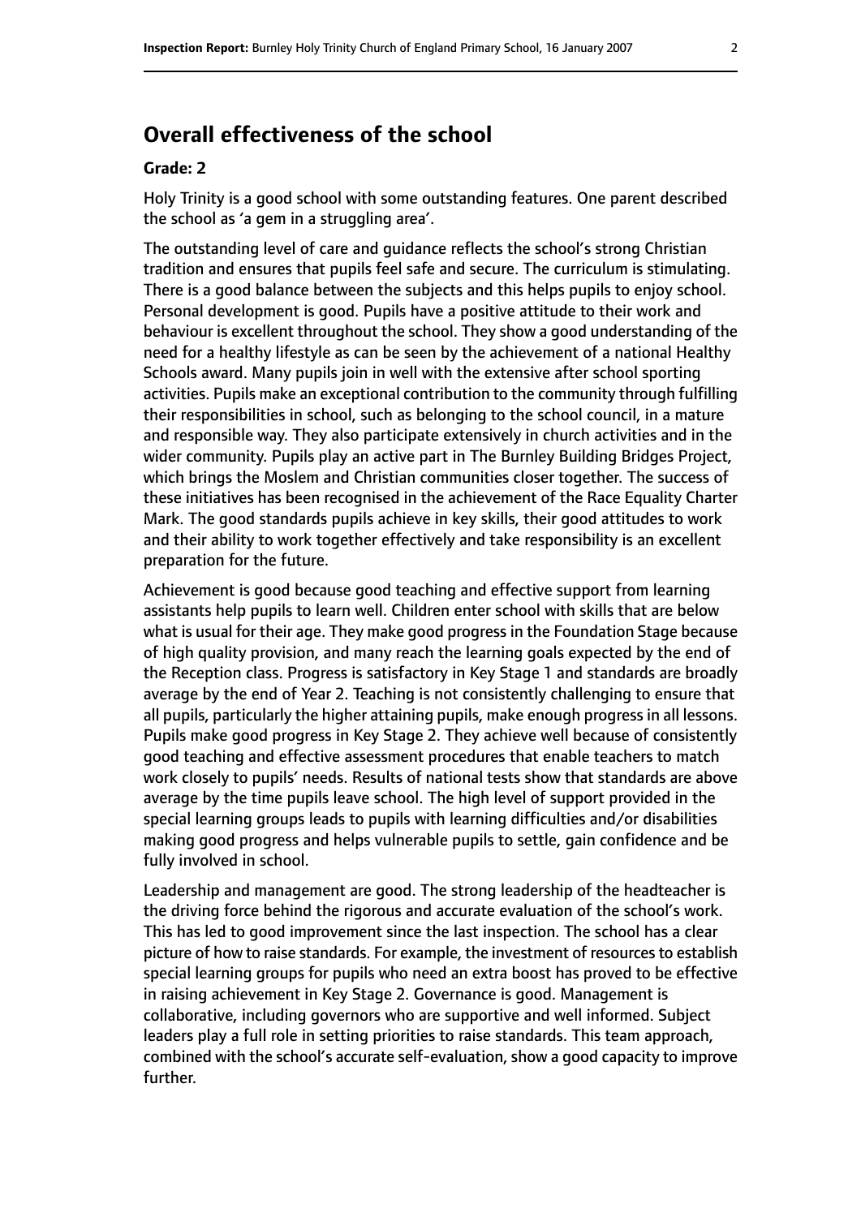## Overall effectiveness of the school

**Grade: 2**

Holy Trinity is a good school with some outstanding features. One parent described the school as 'a gem in a struggling area'.

The outstanding level of care and guidance reflects the school's strong Christian tradition and ensures that pupils feel safe and secure. The curriculum is stimulating. There is a good balance between the subjects and this helps pupils to enjoy school. Personal development is good. Pupils have a positive attitude to their work and behaviour is excellent throughout the school. They show a good understanding of the need for a healthy lifestyle as can be seen by the achievement of a national Healthy Schools award. Many pupils join in well with the extensive after school sporting activities. Pupils make an exceptional contribution to the community through fulfilling their responsibilities in school, such as belonging to the school council, in a mature and responsible way. They also participate extensively in church activities and in the wider community. Pupils play an active part in The Burnley Building Bridges Project, which brings the Moslem and Christian communities closer together. The success of these initiatives has been recognised in the achievement of the Race Equality Charter Mark. The good standards pupils achieve in key skills, their good attitudes to work and their ability to work together effectively and take responsibility is an excellent preparation for the future.

Achievement is good because good teaching and effective support from learning assistants help pupils to learn well. Children enter school with skills that are below what is usual for their age. They make good progress in the Foundation Stage because of high quality provision, and many reach the learning goals expected by the end of the Reception class. Progress is satisfactory in Key Stage 1 and standards are broadly average by the end of Year 2. Teaching is not consistently challenging to ensure that all pupils, particularly the higher attaining pupils, make enough progress in all lessons. Pupils make good progress in Key Stage 2. They achieve well because of consistently good teaching and effective assessment procedures that enable teachers to match work closely to pupils' needs. Results of national tests show that standards are above average by the time pupils leave school. The high level of support provided in the special learning groups leads to pupils with learning difficulties and/or disabilities making good progress and helps vulnerable pupils to settle, gain confidence and be fully involved in school.

Leadership and management are good. The strong leadership of the headteacher is the driving force behind the rigorous and accurate evaluation of the school's work. This has led to good improvement since the last inspection. The school has a clear picture of how to raise standards. For example, the investment of resources to establish special learning groups for pupils who need an extra boost has proved to be effective in raising achievement in Key Stage 2. Governance is good. Management is collaborative, including governors who are supportive and well informed. Subject leaders play a full role in setting priorities to raise standards. This team approach, combined with the school's accurate self-evaluation, show a good capacity to improve further.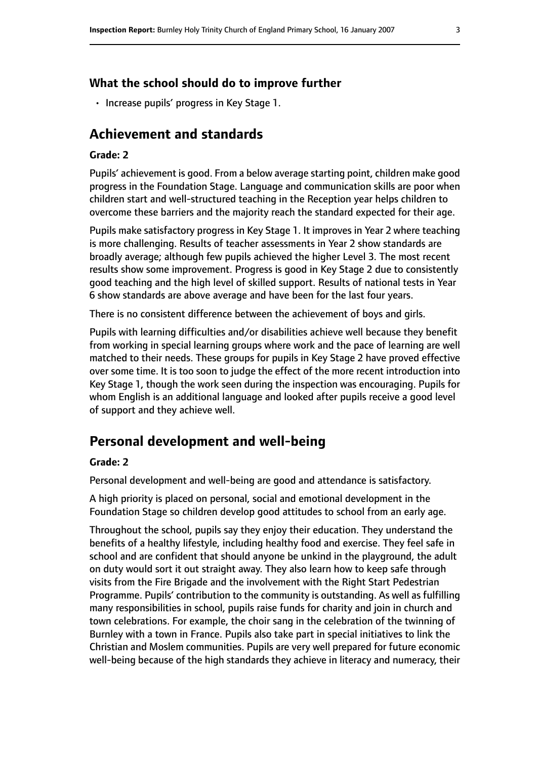### What the school should do to improve further

- Increase pupils' progress in Key Stage 1.

## Achievement and standards

**Grade: 2**

Pupils' achievement is good. From a below average starting point, children make good progress in the Foundation Stage. Language and communication skills are poor when children start and well-structured teaching in the Reception year helps children to overcome these barriers and the majority reach the standard expected for their age.

Pupils make satisfactory progress in Key Stage 1. It improves in Year 2 where teaching is more challenging. Results of teacher assessments in Year 2 show standards are broadly average; although few pupils achieved the higher Level 3. The most recent results show some improvement. Progress is good in Key Stage 2 due to consistently good teaching and the high level of skilled support. Results of national tests in Year 6 show standards are above average and have been for the last four years.

There is no consistent difference between the achievement of boys and girls.

Pupils with learning difficulties and/or disabilities achieve well because they benefit from working in special learning groups where work and the pace of learning are well matched to their needs. These groups for pupils in Key Stage 2 have proved effective over some time. It is too soon to judge the effect of the more recent introduction into Key Stage 1, though the work seen during the inspection was encouraging. Pupils for whom English is an additional language and looked after pupils receive a good level of support and they achieve well.

## Personal development and well-being

**Grade: 2**

Personal development and well-being are good and attendance is satisfactory.

A high priority is placed on personal, social and emotional development in the Foundation Stage so children develop good attitudes to school from an early age.

Throughout the school, pupils say they enjoy their education. They understand the benefits of a healthy lifestyle, including healthy food and exercise. They feel safe in school and are confident that should anyone be unkind in the playground, the adult on duty would sort it out straight away. They also learn how to keep safe through visits from the Fire Brigade and the involvement with the Right Start Pedestrian Programme. Pupils' contribution to the community is outstanding. As well as fulfilling many responsibilities in school, pupils raise funds for charity and join in church and town celebrations. For example, the choir sang in the celebration of the twinning of Burnley with a town in France. Pupils also take part in special initiatives to link the Christian and Moslem communities. Pupils are very well prepared for future economic well-being because of the high standards they achieve in literacy and numeracy, their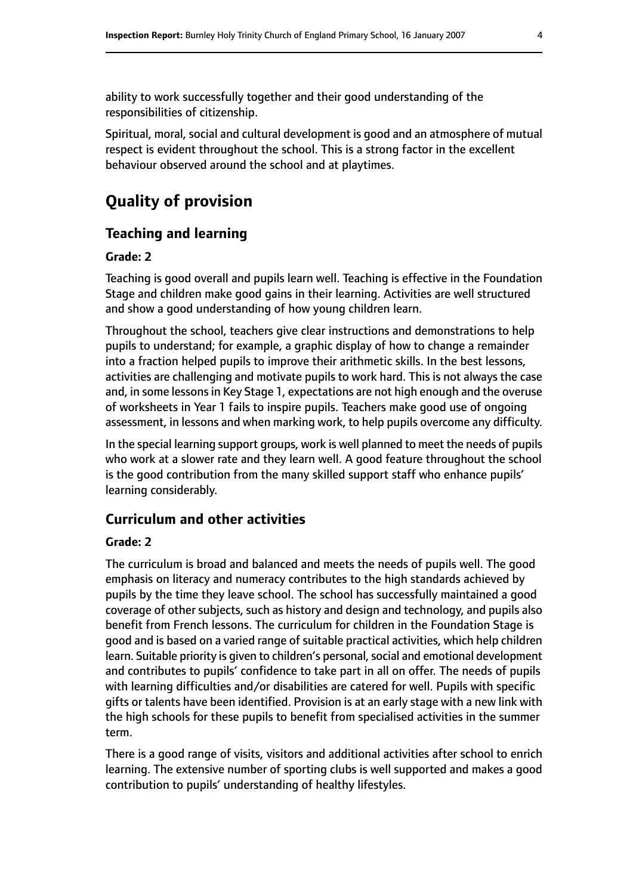ability to work successfully together and their good understanding of the responsibilities of citizenship.

Spiritual, moral, social and cultural development is good and an atmosphere of mutual respect is evident throughout the school. This is a strong factor in the excellent behaviour observed around the school and at playtimes.

# Quality of provision

## Teaching and learning

**Grade: 2**

Teaching is good overall and pupils learn well. Teaching is effective in the Foundation Stage and children make good gains in their learning. Activities are well structured and show a good understanding of how young children learn.

Throughout the school, teachers give clear instructions and demonstrations to help pupils to understand; for example, a graphic display of how to change a remainder into a fraction helped pupils to improve their arithmetic skills. In the best lessons, activities are challenging and motivate pupils to work hard. This is not always the case and, in some lessons in Key Stage 1, expectations are not high enough and the overuse of worksheets in Year 1 fails to inspire pupils. Teachers make good use of ongoing assessment, in lessons and when marking work, to help pupils overcome any difficulty.

In the special learning support groups, work is well planned to meet the needs of pupils who work at a slower rate and they learn well. A good feature throughout the school is the good contribution from the many skilled support staff who enhance pupils' learning considerably.

## Curriculum and other activities

**Grade: 2**

The curriculum is broad and balanced and meets the needs of pupils well. The good emphasis on literacy and numeracy contributes to the high standards achieved by pupils by the time they leave school. The school has successfully maintained a good coverage of other subjects, such as history and design and technology, and pupils also benefit from French lessons. The curriculum for children in the Foundation Stage is good and is based on a varied range of suitable practical activities, which help children learn. Suitable priority is given to children's personal, social and emotional development and contributes to pupils' confidence to take part in all on offer. The needs of pupils with learning difficulties and/or disabilities are catered for well. Pupils with specific gifts or talents have been identified. Provision is at an early stage with a new link with the high schools for these pupils to benefit from specialised activities in the summer term.

There is a good range of visits, visitors and additional activities after school to enrich learning. The extensive number of sporting clubs is well supported and makes a good contribution to pupils' understanding of healthy lifestyles.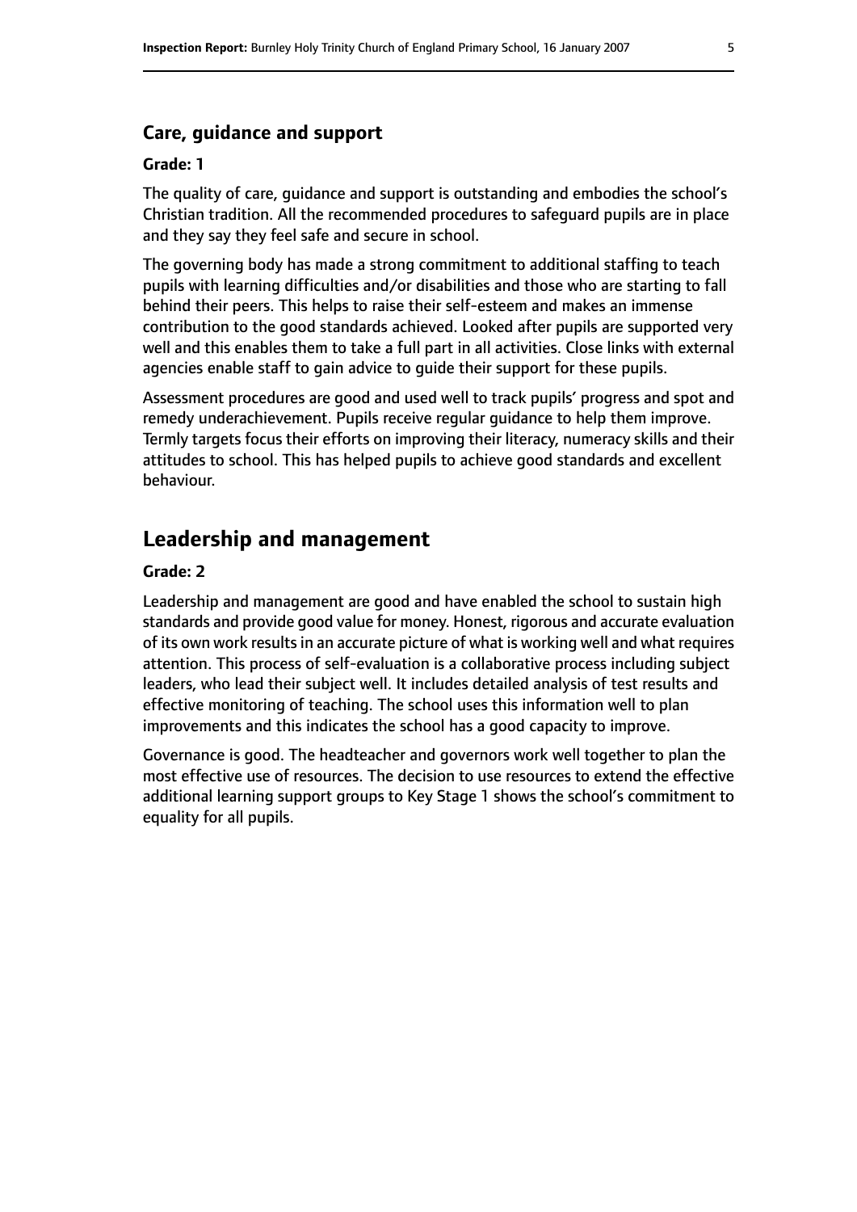### Care, guidance and support

#### Grade: 1

The quality of care, guidance and support is outstanding and embodies the school's Christian tradition. All the recommended procedures to safeguard pupils are in place and they say they feel safe and secure in school.

The governing body has made a strong commitment to additional staffing to teach pupils with learning difficulties and/or disabilities and those who are starting to fall behind their peers. This helps to raise their self-esteem and makes an immense contribution to the good standards achieved. Looked after pupils are supported very well and this enables them to take a full part in all activities. Close links with external agencies enable staff to gain advice to guide their support for these pupils.

Assessment procedures are good and used well to track pupils' progress and spot and remedy underachievement. Pupils receive regular guidance to help them improve. Termly targets focus their efforts on improving their literacy, numeracy skills and their attitudes to school. This has helped pupils to achieve good standards and excellent behaviour.

## Leadership and management

#### Grade: 2

Leadership and management are good and have enabled the school to sustain high standards and provide good value for money. Honest, rigorous and accurate evaluation of its own work results in an accurate picture of what is working well and what requires attention. This process of self-evaluation is a collaborative process including subject leaders, who lead their subject well. It includes detailed analysis of test results and effective monitoring of teaching. The school uses this information well to plan improvements and this indicates the school has a good capacity to improve.

Governance is good. The headteacher and governors work well together to plan the most effective use of resources. The decision to use resources to extend the effective additional learning support groups to Key Stage 1 shows the school's commitment to equality for all pupils.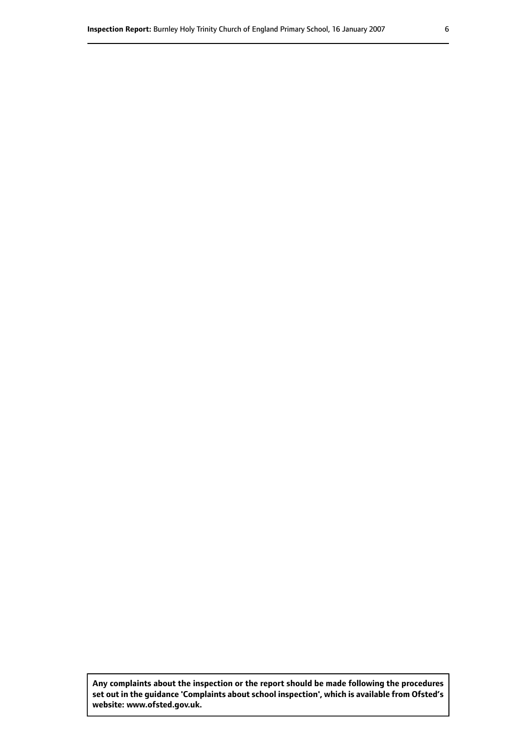**Any complaints about the inspection or the report should be made following the procedures set out in the guidance 'Complaints about school inspection', which is available from Ofsted's website: www.ofsted.gov.uk.**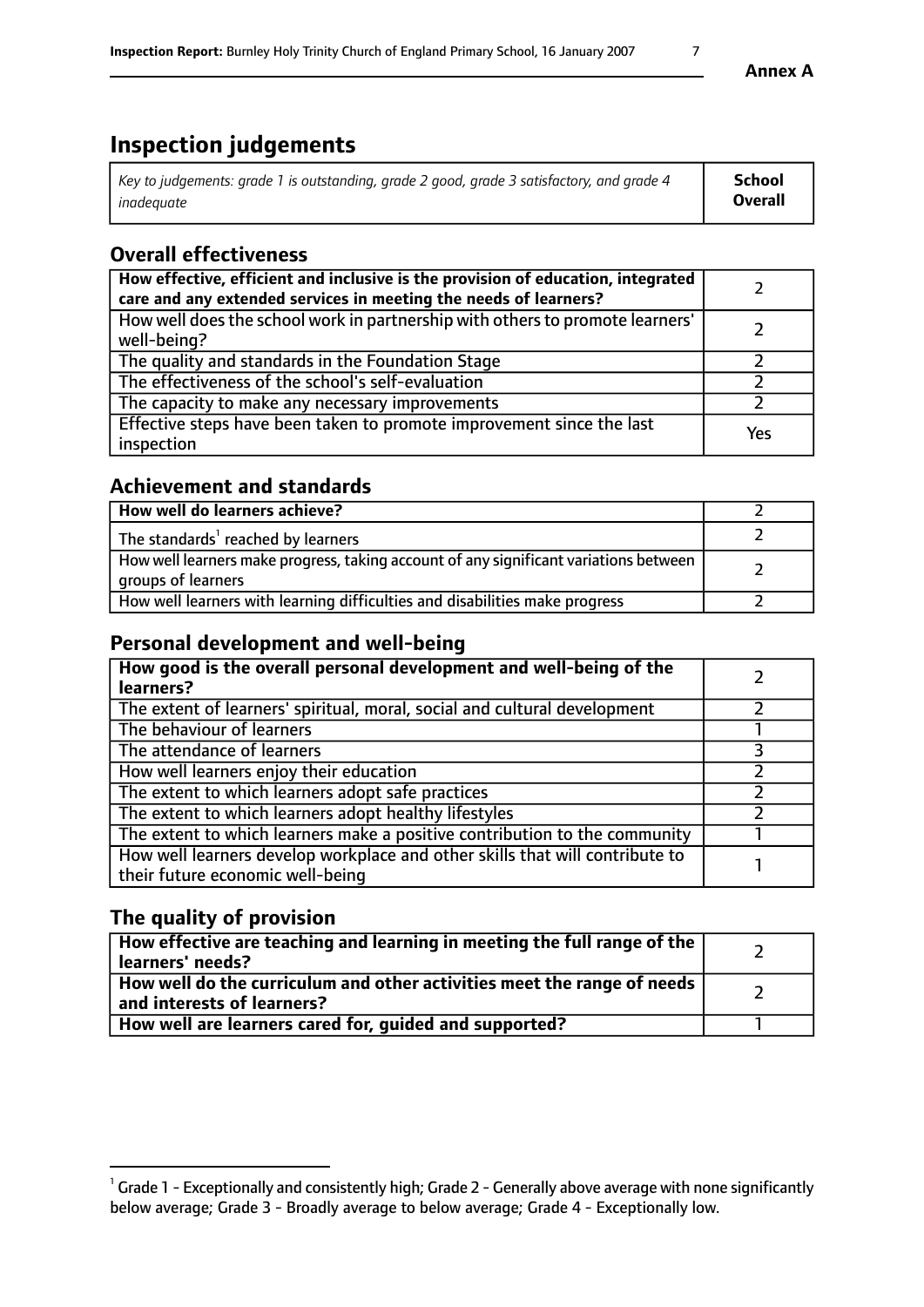# Inspection judgements

| *Key to judgements: grade 1 is outstanding, grade 2 good, grade 3 satisfactory, and grade 4 inadequate* | **School Overall** |
|---|---|

## Overall effectiveness

| | |
|---|---|
| **How effective, efficient and inclusive is the provision of education, integrated care and any extended services in meeting the needs of learners?** | 2 |
| How well does the school work in partnership with others to promote learners' well-being? | 2 |
| The quality and standards in the Foundation Stage | 2 |
| The effectiveness of the school's self-evaluation | 2 |
| The capacity to make any necessary improvements | 2 |
| Effective steps have been taken to promote improvement since the last inspection | Yes |

## Achievement and standards

| | |
|---|---|
| **How well do learners achieve?** | 2 |
| The standards[1] reached by learners | 2 |
| How well learners make progress, taking account of any significant variations between groups of learners | 2 |
| How well learners with learning difficulties and disabilities make progress | 2 |

## Personal development and well-being

| | |
|---|---|
| **How good is the overall personal development and well-being of the learners?** | 2 |
| The extent of learners' spiritual, moral, social and cultural development | 2 |
| The behaviour of learners | 1 |
| The attendance of learners | 3 |
| How well learners enjoy their education | 2 |
| The extent to which learners adopt safe practices | 2 |
| The extent to which learners adopt healthy lifestyles | 2 |
| The extent to which learners make a positive contribution to the community | 1 |
| How well learners develop workplace and other skills that will contribute to their future economic well-being | 1 |

## The quality of provision

| | |
|---|---|
| **How effective are teaching and learning in meeting the full range of the learners' needs?** | 2 |
| **How well do the curriculum and other activities meet the range of needs and interests of learners?** | 2 |
| **How well are learners cared for, guided and supported?** | 1 |

[1] Grade 1 - Exceptionally and consistently high; Grade 2 - Generally above average with none significantly below average; Grade 3 - Broadly average to below average; Grade 4 - Exceptionally low.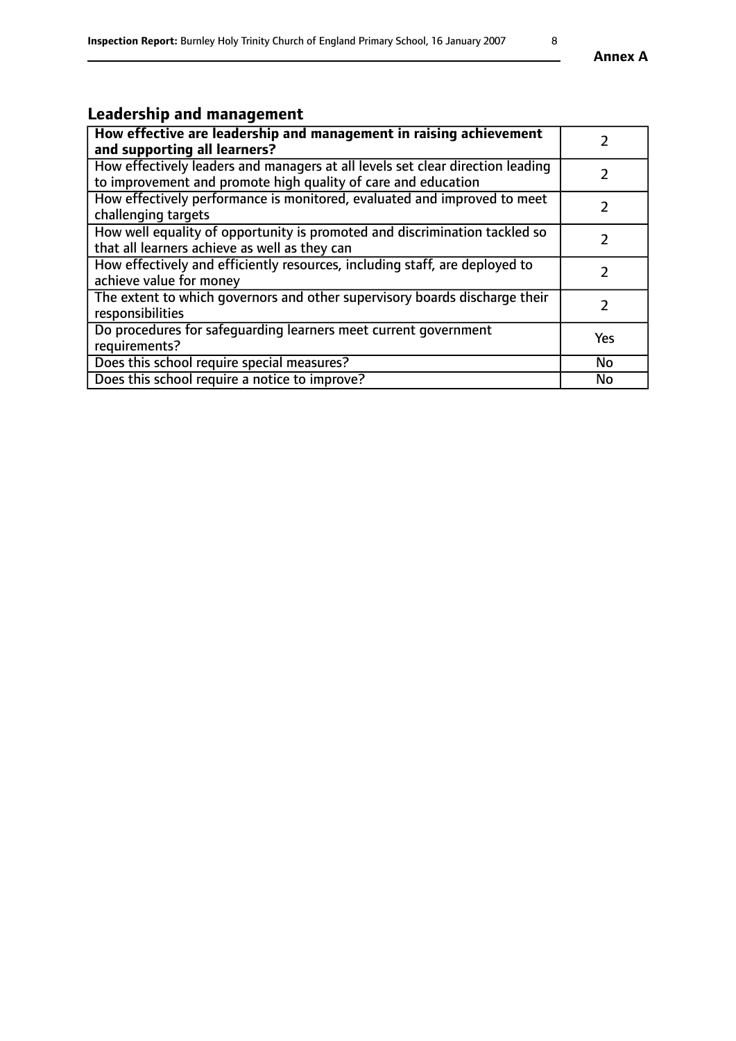## Leadership and management

| | |
|---|---|
| **How effective are leadership and management in raising achievement and supporting all learners?** | 2 |
| How effectively leaders and managers at all levels set clear direction leading to improvement and promote high quality of care and education | 2 |
| How effectively performance is monitored, evaluated and improved to meet challenging targets | 2 |
| How well equality of opportunity is promoted and discrimination tackled so that all learners achieve as well as they can | 2 |
| How effectively and efficiently resources, including staff, are deployed to achieve value for money | 2 |
| The extent to which governors and other supervisory boards discharge their responsibilities | 2 |
| Do procedures for safeguarding learners meet current government requirements? | Yes |
| Does this school require special measures? | No |
| Does this school require a notice to improve? | No |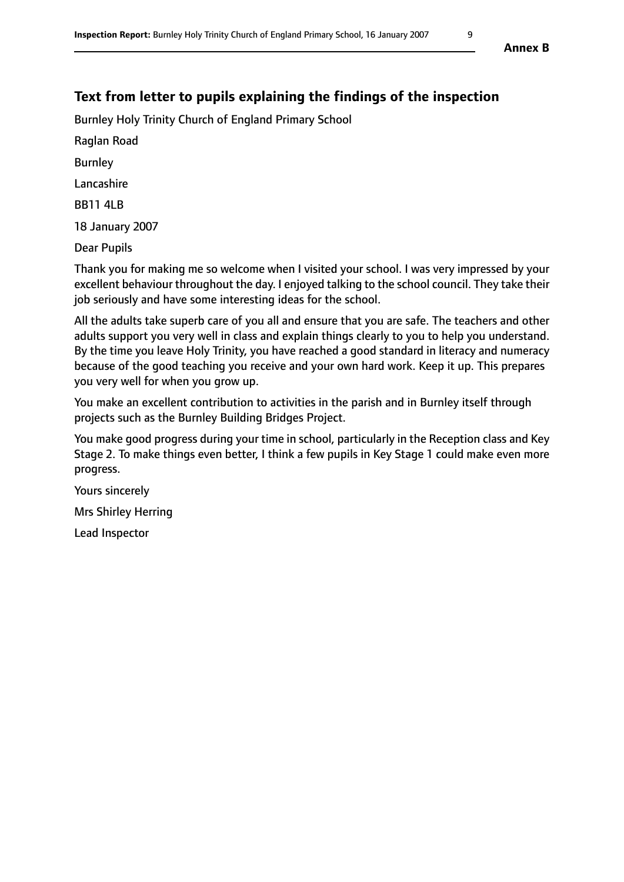## Text from letter to pupils explaining the findings of the inspection

Burnley Holy Trinity Church of England Primary School

Raglan Road

Burnley

Lancashire

BB11 4LB

18 January 2007

Dear Pupils

Thank you for making me so welcome when I visited your school. I was very impressed by your excellent behaviour throughout the day. I enjoyed talking to the school council. They take their job seriously and have some interesting ideas for the school.

All the adults take superb care of you all and ensure that you are safe. The teachers and other adults support you very well in class and explain things clearly to you to help you understand. By the time you leave Holy Trinity, you have reached a good standard in literacy and numeracy because of the good teaching you receive and your own hard work. Keep it up. This prepares you very well for when you grow up.

You make an excellent contribution to activities in the parish and in Burnley itself through projects such as the Burnley Building Bridges Project.

You make good progress during your time in school, particularly in the Reception class and Key Stage 2. To make things even better, I think a few pupils in Key Stage 1 could make even more progress.

Yours sincerely

Mrs Shirley Herring

Lead Inspector